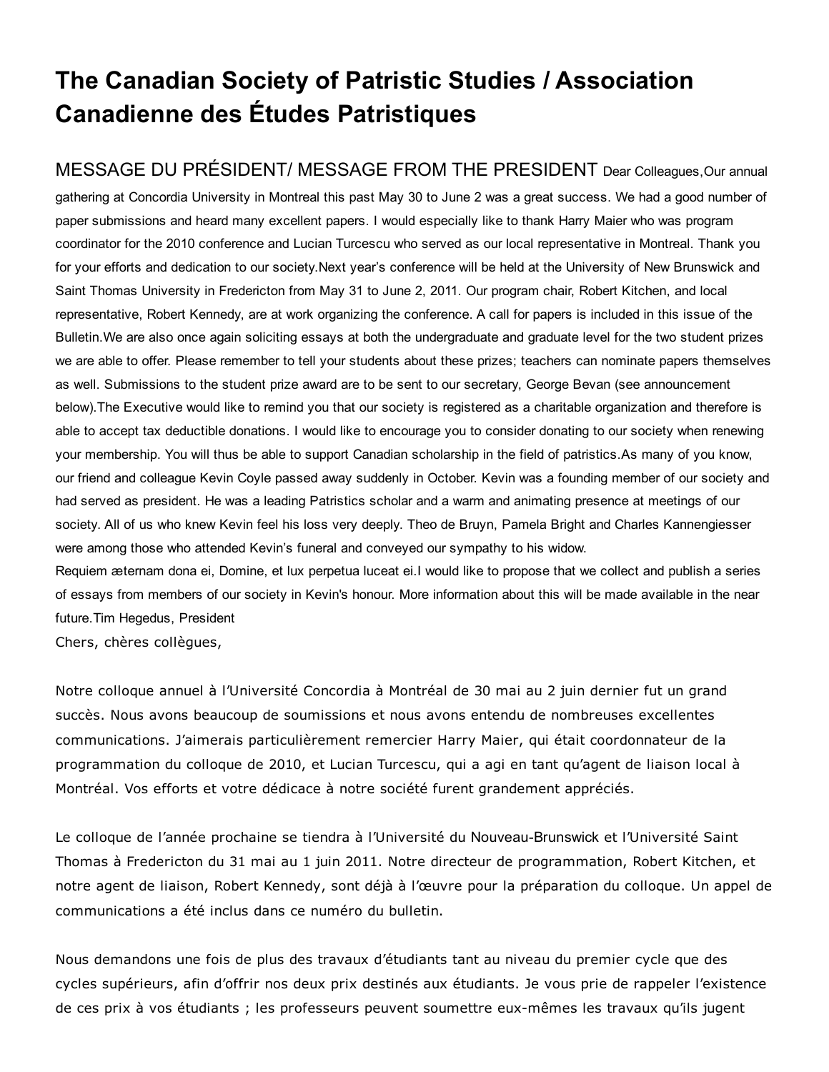# The Canadian Society of Patristic Studies / Association Canadienne des Études Patristiques

## MESSAGE DU PRÉSIDENT/ MESSAGE FROM THE PRESIDENT

Dear Colleagues,

Our annual gathering at Concordia University in Montreal this past May 30 to June 2 was a great success. We had a good number of paper submissions and heard many excellent papers. I would especially like to thank Harry Maier who was program coordinator for the 2010 conference and Lucian Turcescu who served as our local representative in Montreal. Thank you for your efforts and dedication to our society.

Next year's conference will be held at the University of New Brunswick and Saint Thomas University in Fredericton from May 31 to June 2, 2011. Our program chair, Robert Kitchen, and local representative, Robert Kennedy, are at work organizing the conference. A call for papers is included in this issue of the Bulletin.

We are also once again soliciting essays at both the undergraduate and graduate level for the two student prizes we are able to offer. Please remember to tell your students about these prizes; teachers can nominate papers themselves as well. Submissions to the student prize award are to be sent to our secretary, George Bevan (see announcement below).

The Executive would like to remind you that our society is registered as a charitable organization and therefore is able to accept tax deductible donations. I would like to encourage you to consider donating to our society when renewing your membership. You will thus be able to support Canadian scholarship in the field of patristics.

As many of you know, our friend and colleague Kevin Coyle passed away suddenly in October. Kevin was a founding member of our society and had served as president. He was a leading Patristics scholar and a warm and animating presence at meetings of our society. All of us who knew Kevin feel his loss very deeply. Theo de Bruyn, Pamela Bright and Charles Kannengiesser were among those who attended Kevin's funeral and conveyed our sympathy to his widow.

Requiem æternam dona ei, Domine, et lux perpetua luceat ei.

I would like to propose that we collect and publish a series of essays from members of our society in Kevin's honour. More information about this will be made available in the near future.

Tim Hegedus, President

Chers, chères collègues,

Notre colloque annuel à l'Université Concordia à Montréal de 30 mai au 2 juin dernier fut un grand succès. Nous avons beaucoup de soumissions et nous avons entendu de nombreuses excellentes communications. J'aimerais particulièrement remercier Harry Maier, qui était coordonnateur de la programmation du colloque de 2010, et Lucian Turcescu, qui a agi en tant qu'agent de liaison local à Montréal. Vos efforts et votre dédicace à notre société furent grandement appréciés.

Le colloque de l'année prochaine se tiendra à l'Université du Nouveau-Brunswick et l'Université Saint Thomas à Fredericton du 31 mai au 1 juin 2011. Notre directeur de programmation, Robert Kitchen, et notre agent de liaison, Robert Kennedy, sont déjà à l'œuvre pour la préparation du colloque. Un appel de communications a été inclus dans ce numéro du bulletin.

Nous demandons une fois de plus des travaux d'étudiants tant au niveau du premier cycle que des cycles supérieurs, afin d'offrir nos deux prix destinés aux étudiants. Je vous prie de rappeler l'existence de ces prix à vos étudiants ; les professeurs peuvent soumettre eux-mêmes les travaux qu'ils jugent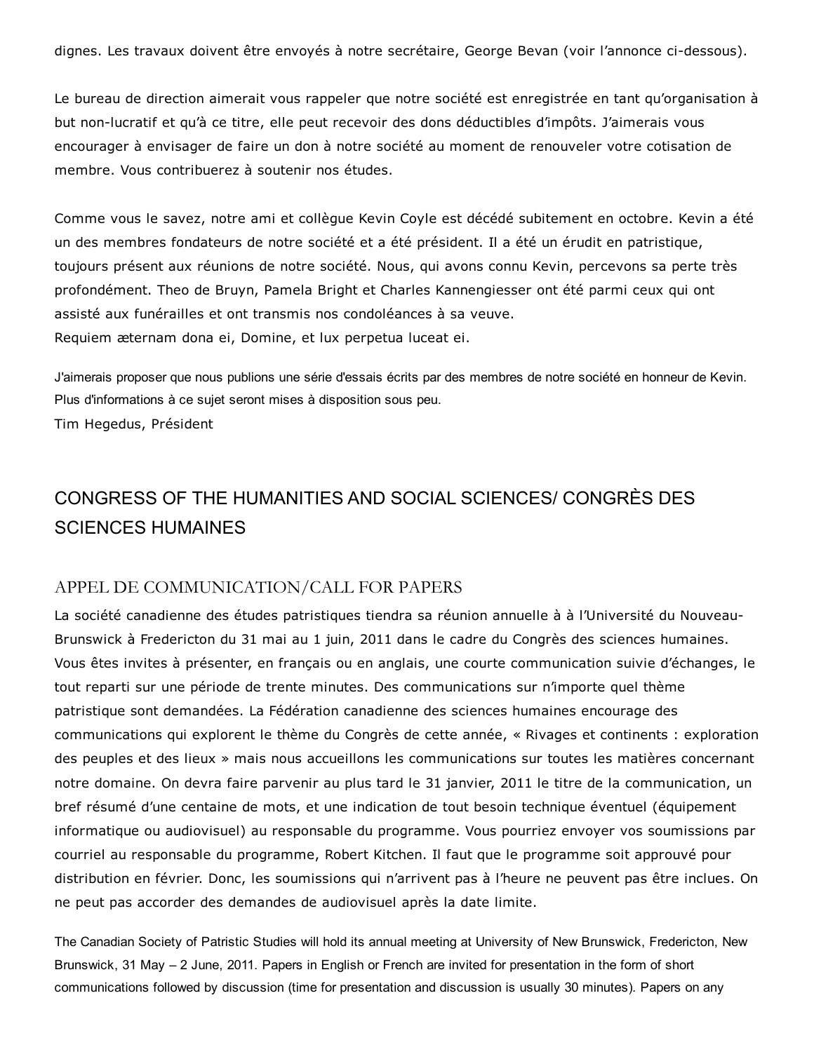dignes. Les travaux doivent être envoyés à notre secrétaire, George Bevan (voir l'annonce ci-dessous).

Le bureau de direction aimerait vous rappeler que notre société est enregistrée en tant qu'organisation à but non-lucratif et qu'à ce titre, elle peut recevoir des dons déductibles d'impôts. J'aimerais vous encourager à envisager de faire un don à notre société au moment de renouveler votre cotisation de membre. Vous contribuerez à soutenir nos études.

Comme vous le savez, notre ami et collègue Kevin Coyle est décédé subitement en octobre. Kevin a été un des membres fondateurs de notre société et a été président. Il a été un érudit en patristique, toujours présent aux réunions de notre société. Nous, qui avons connu Kevin, percevons sa perte très profondément. Theo de Bruyn, Pamela Bright et Charles Kannengiesser ont été parmi ceux qui ont assisté aux funérailles et ont transmis nos condoléances à sa veuve.
Requiem æternam dona ei, Domine, et lux perpetua luceat ei.

J'aimerais proposer que nous publions une série d'essais écrits par des membres de notre société en honneur de Kevin. Plus d'informations à ce sujet seront mises à disposition sous peu.
Tim Hegedus, Président

## CONGRESS OF THE HUMANITIES AND SOCIAL SCIENCES/ CONGRÈS DES SCIENCES HUMAINES

### APPEL DE COMMUNICATION/CALL FOR PAPERS

La société canadienne des études patristiques tiendra sa réunion annuelle à à l'Université du Nouveau-Brunswick à Fredericton du 31 mai au 1 juin, 2011 dans le cadre du Congrès des sciences humaines. Vous êtes invites à présenter, en français ou en anglais, une courte communication suivie d'échanges, le tout reparti sur une période de trente minutes. Des communications sur n'importe quel thème patristique sont demandées. La Fédération canadienne des sciences humaines encourage des communications qui explorent le thème du Congrès de cette année, « Rivages et continents : exploration des peuples et des lieux » mais nous accueillons les communications sur toutes les matières concernant notre domaine. On devra faire parvenir au plus tard le 31 janvier, 2011 le titre de la communication, un bref résumé d'une centaine de mots, et une indication de tout besoin technique éventuel (équipement informatique ou audiovisuel) au responsable du programme. Vous pourriez envoyer vos soumissions par courriel au responsable du programme, Robert Kitchen. Il faut que le programme soit approuvé pour distribution en février. Donc, les soumissions qui n'arrivent pas à l'heure ne peuvent pas être incluses. On ne peut pas accorder des demandes de audiovisuel après la date limite.

The Canadian Society of Patristic Studies will hold its annual meeting at University of New Brunswick, Fredericton, New Brunswick, 31 May – 2 June, 2011. Papers in English or French are invited for presentation in the form of short communications followed by discussion (time for presentation and discussion is usually 30 minutes). Papers on any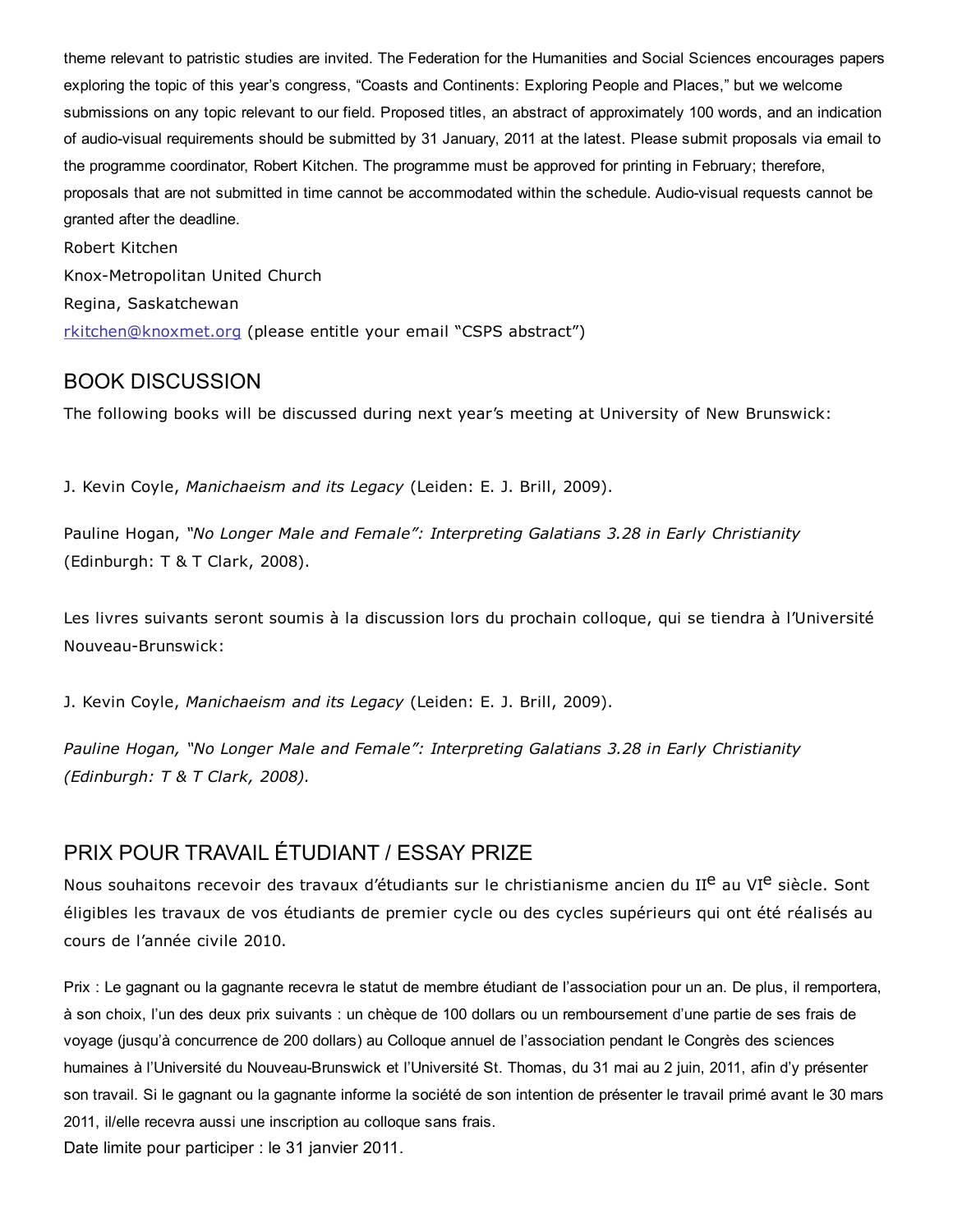theme relevant to patristic studies are invited. The Federation for the Humanities and Social Sciences encourages papers exploring the topic of this year's congress, "Coasts and Continents: Exploring People and Places," but we welcome submissions on any topic relevant to our field. Proposed titles, an abstract of approximately 100 words, and an indication of audio-visual requirements should be submitted by 31 January, 2011 at the latest. Please submit proposals via email to the programme coordinator, Robert Kitchen. The programme must be approved for printing in February; therefore, proposals that are not submitted in time cannot be accommodated within the schedule. Audio-visual requests cannot be granted after the deadline.

Robert Kitchen
Knox-Metropolitan United Church
Regina, Saskatchewan
rkitchen@knoxmet.org (please entitle your email "CSPS abstract")

## BOOK DISCUSSION

The following books will be discussed during next year's meeting at University of New Brunswick:

J. Kevin Coyle, *Manichaeism and its Legacy* (Leiden: E. J. Brill, 2009).

Pauline Hogan, *"No Longer Male and Female": Interpreting Galatians 3.28 in Early Christianity* (Edinburgh: T & T Clark, 2008).

Les livres suivants seront soumis à la discussion lors du prochain colloque, qui se tiendra à l'Université Nouveau-Brunswick:

J. Kevin Coyle, *Manichaeism and its Legacy* (Leiden: E. J. Brill, 2009).

*Pauline Hogan, "No Longer Male and Female": Interpreting Galatians 3.28 in Early Christianity (Edinburgh: T & T Clark, 2008).*

## PRIX POUR TRAVAIL ÉTUDIANT / ESSAY PRIZE

Nous souhaitons recevoir des travaux d'étudiants sur le christianisme ancien du II^e au VI^e siècle. Sont éligibles les travaux de vos étudiants de premier cycle ou des cycles supérieurs qui ont été réalisés au cours de l'année civile 2010.

Prix : Le gagnant ou la gagnante recevra le statut de membre étudiant de l'association pour un an. De plus, il remportera, à son choix, l'un des deux prix suivants : un chèque de 100 dollars ou un remboursement d'une partie de ses frais de voyage (jusqu'à concurrence de 200 dollars) au Colloque annuel de l'association pendant le Congrès des sciences humaines à l'Université du Nouveau-Brunswick et l'Université St. Thomas, du 31 mai au 2 juin, 2011, afin d'y présenter son travail. Si le gagnant ou la gagnante informe la société de son intention de présenter le travail primé avant le 30 mars 2011, il/elle recevra aussi une inscription au colloque sans frais.

Date limite pour participer : le 31 janvier 2011.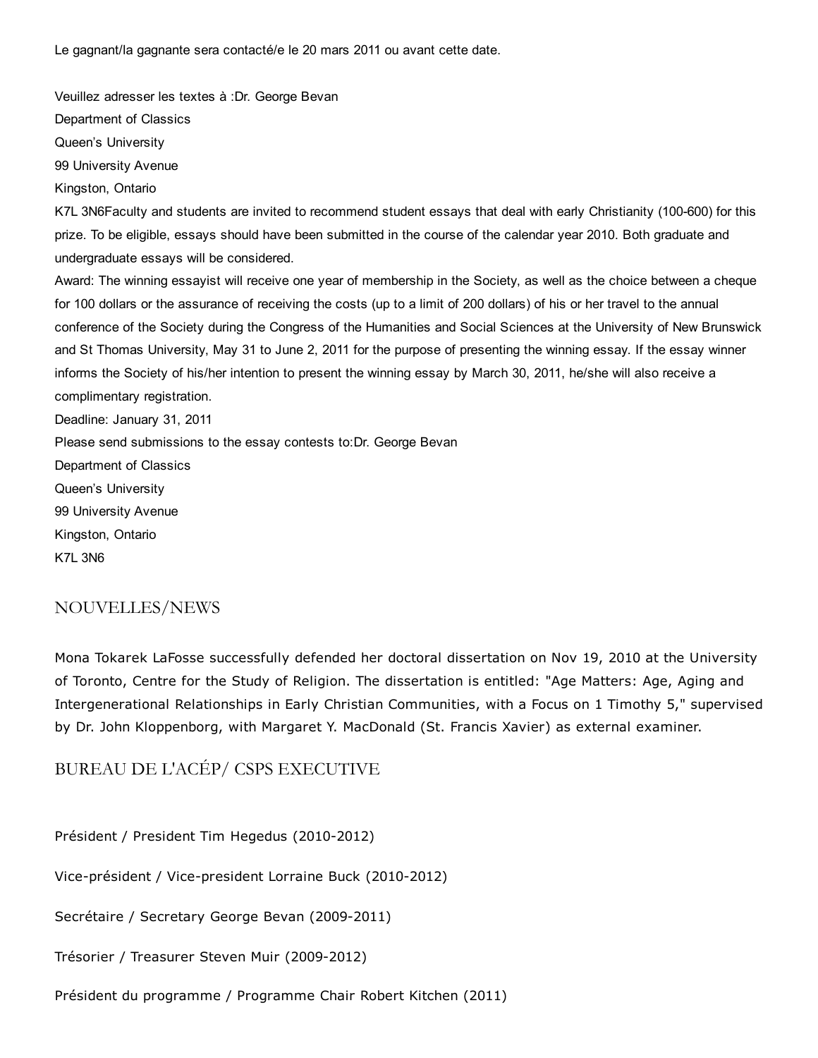Le gagnant/la gagnante sera contacté/e le 20 mars 2011 ou avant cette date.

Veuillez adresser les textes à :Dr. George Bevan
Department of Classics
Queen's University
99 University Avenue
Kingston, Ontario
K7L 3N6Faculty and students are invited to recommend student essays that deal with early Christianity (100-600) for this prize. To be eligible, essays should have been submitted in the course of the calendar year 2010. Both graduate and undergraduate essays will be considered.

Award: The winning essayist will receive one year of membership in the Society, as well as the choice between a cheque for 100 dollars or the assurance of receiving the costs (up to a limit of 200 dollars) of his or her travel to the annual conference of the Society during the Congress of the Humanities and Social Sciences at the University of New Brunswick and St Thomas University, May 31 to June 2, 2011 for the purpose of presenting the winning essay. If the essay winner informs the Society of his/her intention to present the winning essay by March 30, 2011, he/she will also receive a complimentary registration.

Deadline: January 31, 2011

Please send submissions to the essay contests to:Dr. George Bevan
Department of Classics
Queen's University
99 University Avenue
Kingston, Ontario
K7L 3N6

## NOUVELLES/NEWS

Mona Tokarek LaFosse successfully defended her doctoral dissertation on Nov 19, 2010 at the University of Toronto, Centre for the Study of Religion. The dissertation is entitled: "Age Matters: Age, Aging and Intergenerational Relationships in Early Christian Communities, with a Focus on 1 Timothy 5," supervised by Dr. John Kloppenborg, with Margaret Y. MacDonald (St. Francis Xavier) as external examiner.

## BUREAU DE L'ACÉP/ CSPS EXECUTIVE

Président / President Tim Hegedus (2010-2012)

Vice-président / Vice-president Lorraine Buck (2010-2012)

Secrétaire / Secretary George Bevan (2009-2011)

Trésorier / Treasurer Steven Muir (2009-2012)

Président du programme / Programme Chair Robert Kitchen (2011)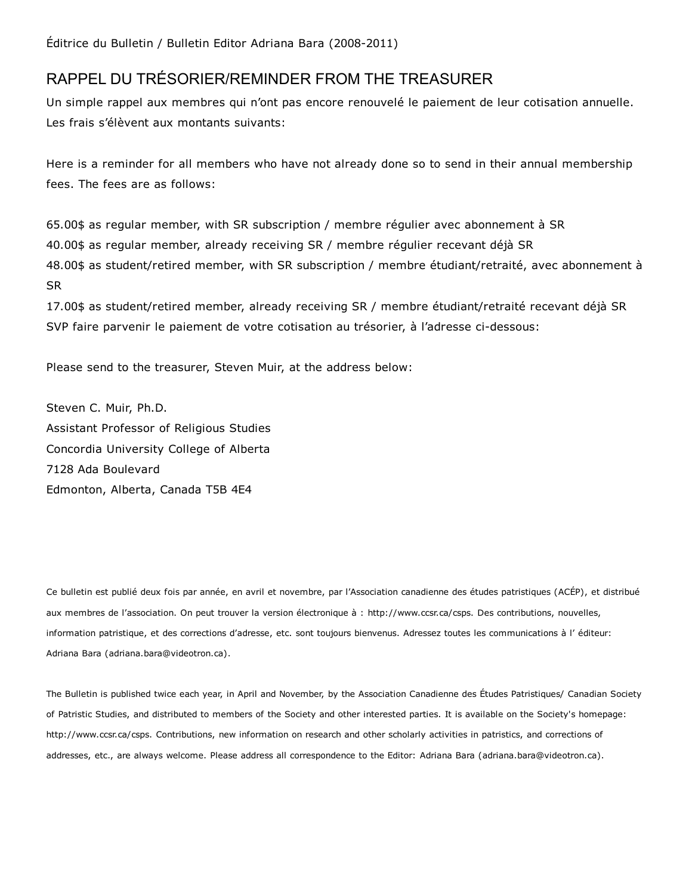Éditrice du Bulletin / Bulletin Editor Adriana Bara (2008-2011)

## RAPPEL DU TRÉSORIER/REMINDER FROM THE TREASURER

Un simple rappel aux membres qui n'ont pas encore renouvelé le paiement de leur cotisation annuelle. Les frais s'élèvent aux montants suivants:

Here is a reminder for all members who have not already done so to send in their annual membership fees. The fees are as follows:

65.00$ as regular member, with SR subscription / membre régulier avec abonnement à SR
40.00$ as regular member, already receiving SR / membre régulier recevant déjà SR
48.00$ as student/retired member, with SR subscription / membre étudiant/retraité, avec abonnement à SR
17.00$ as student/retired member, already receiving SR / membre étudiant/retraité recevant déjà SR
SVP faire parvenir le paiement de votre cotisation au trésorier, à l'adresse ci-dessous:

Please send to the treasurer, Steven Muir, at the address below:

Steven C. Muir, Ph.D.
Assistant Professor of Religious Studies
Concordia University College of Alberta
7128 Ada Boulevard
Edmonton, Alberta, Canada T5B 4E4

Ce bulletin est publié deux fois par année, en avril et novembre, par l'Association canadienne des études patristiques (ACÉP), et distribué aux membres de l'association. On peut trouver la version électronique à : http://www.ccsr.ca/csps. Des contributions, nouvelles, information patristique, et des corrections d'adresse, etc. sont toujours bienvenus. Adressez toutes les communications à l' éditeur: Adriana Bara (adriana.bara@videotron.ca).

The Bulletin is published twice each year, in April and November, by the Association Canadienne des Études Patristiques/ Canadian Society of Patristic Studies, and distributed to members of the Society and other interested parties. It is available on the Society's homepage: http://www.ccsr.ca/csps. Contributions, new information on research and other scholarly activities in patristics, and corrections of addresses, etc., are always welcome. Please address all correspondence to the Editor: Adriana Bara (adriana.bara@videotron.ca).